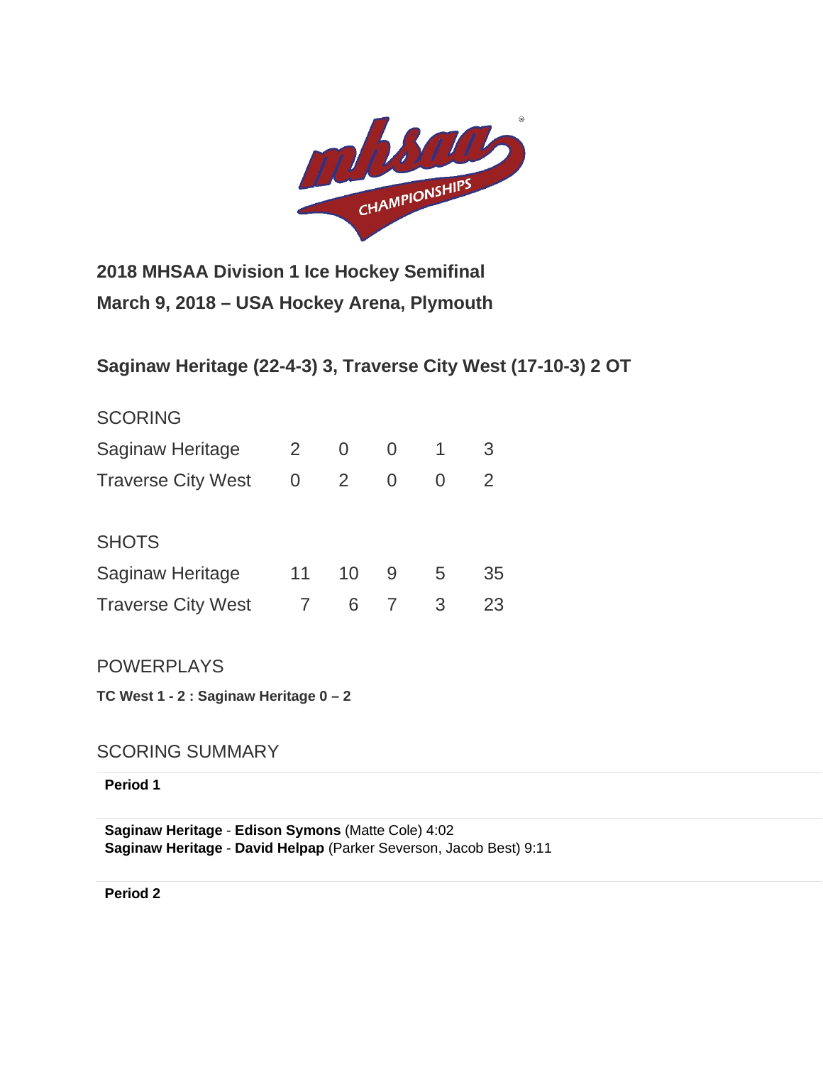## 2018 MHSAA Division 1 Ice Hockey Semifinal

## March 9, 2018 – USA Hockey Arena, Plymouth

### Saginaw Heritage (22-4-3) 3, Traverse City West (17-10-3) 2 OT

SCORING

| | | | | | |
|---|---|---|---|---|---|
| Saginaw Heritage | 2 | 0 | 0 | 1 | 3 |
| Traverse City West | 0 | 2 | 0 | 0 | 2 |

SHOTS

| | | | | | |
|---|---|---|---|---|---|
| Saginaw Heritage | 11 | 10 | 9 | 5 | 35 |
| Traverse City West | 7 | 6 | 7 | 3 | 23 |

POWERPLAYS

**TC West 1 - 2 : Saginaw Heritage 0 – 2**

SCORING SUMMARY

**Period 1**

**Saginaw Heritage** - **Edison Symons** (Matte Cole) 4:02
**Saginaw Heritage** - **David Helpap** (Parker Severson, Jacob Best) 9:11

**Period 2**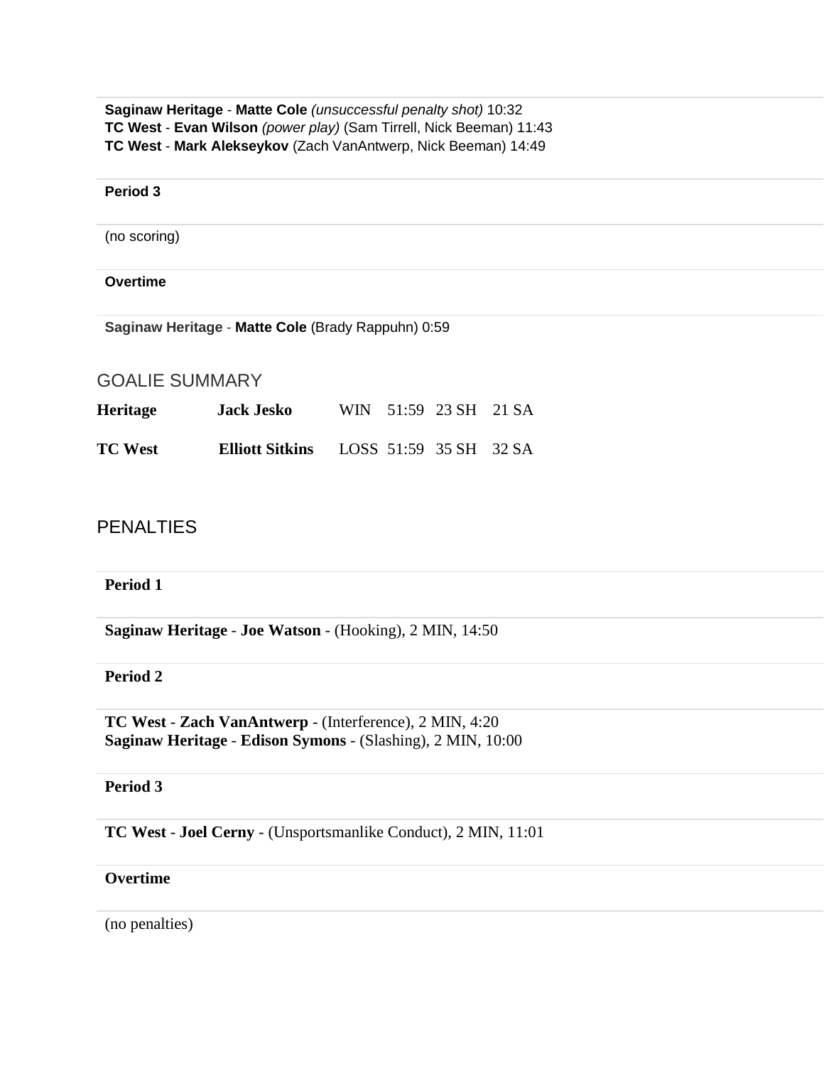**Saginaw Heritage** - **Matte Cole** *(unsuccessful penalty shot)* 10:32
**TC West** - **Evan Wilson** *(power play)* (Sam Tirrell, Nick Beeman) 11:43
**TC West** - **Mark Alekseykov** (Zach VanAntwerp, Nick Beeman) 14:49

**Period 3**

(no scoring)

**Overtime**

**Saginaw Heritage** - **Matte Cole** (Brady Rappuhn) 0:59

## GOALIE SUMMARY

| | | | | | |
|---|---|---|---|---|---|
| **Heritage** | **Jack Jesko** | WIN | 51:59 | 23 SH | 21 SA |
| **TC West** | **Elliott Sitkins** | LOSS | 51:59 | 35 SH | 32 SA |

## PENALTIES

**Period 1**

**Saginaw Heritage** - **Joe Watson** - (Hooking), 2 MIN, 14:50

**Period 2**

**TC West** - **Zach VanAntwerp** - (Interference), 2 MIN, 4:20
**Saginaw Heritage** - **Edison Symons** - (Slashing), 2 MIN, 10:00

**Period 3**

**TC West** - **Joel Cerny** - (Unsportsmanlike Conduct), 2 MIN, 11:01

**Overtime**

(no penalties)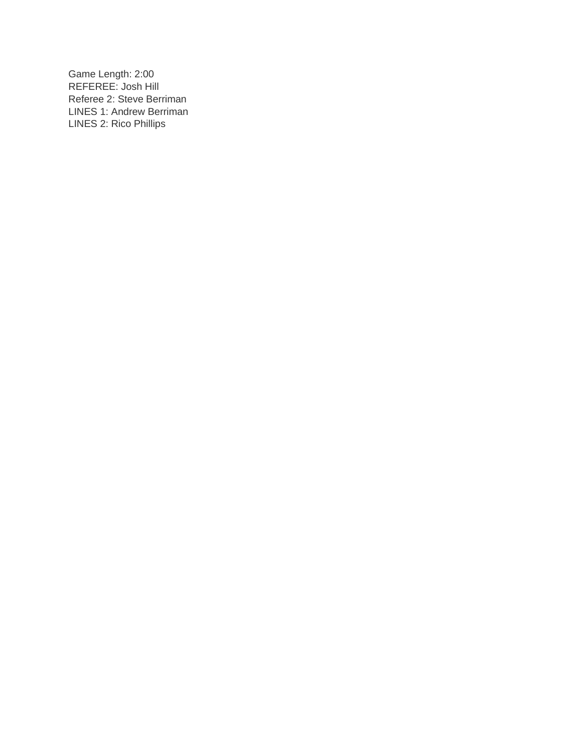Game Length: 2:00
REFEREE: Josh Hill
Referee 2: Steve Berriman
LINES 1: Andrew Berriman
LINES 2: Rico Phillips